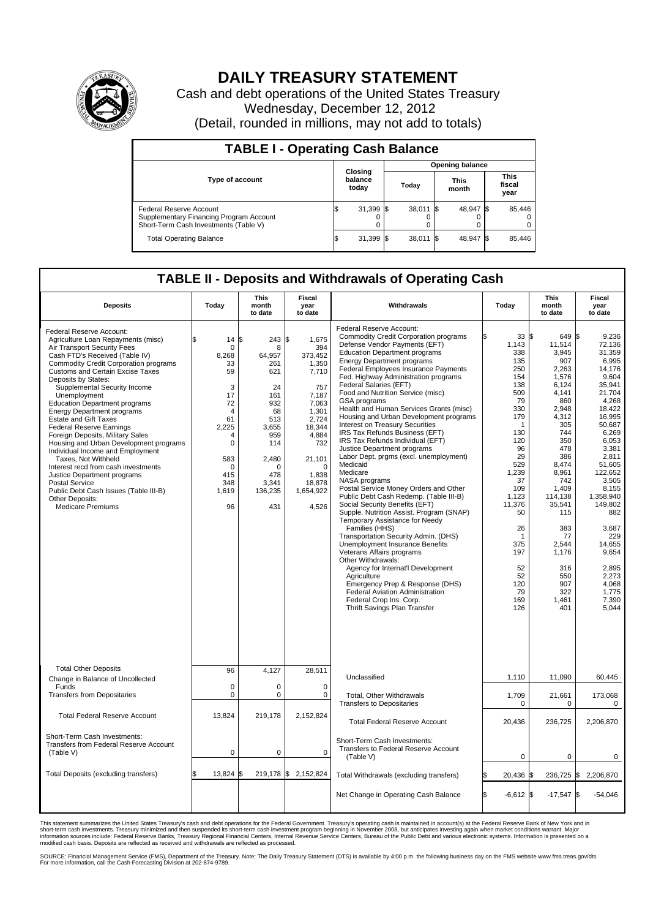# DAILY TREASURY STATEMENT

Cash and debt operations of the United States Treasury
Wednesday, December 12, 2012
(Detail, rounded in millions, may not add to totals)

## TABLE I - Operating Cash Balance

| Type of account | Closing balance today | Opening balance Today | Opening balance This month | Opening balance This fiscal year |
|---|---|---|---|---|
| Federal Reserve Account | $ 31,399 | $ 38,011 | $ 48,947 | $ 85,446 |
| Supplementary Financing Program Account | 0 | 0 | 0 | 0 |
| Short-Term Cash Investments (Table V) | 0 | 0 | 0 | 0 |
| Total Operating Balance | $ 31,399 | $ 38,011 | $ 48,947 | $ 85,446 |

## TABLE II - Deposits and Withdrawals of Operating Cash

| Deposits | Today | This month to date | Fiscal year to date |
|---|---|---|---|
| Federal Reserve Account: | | | |
| Agriculture Loan Repayments (misc) | $ 14 | $ 243 | $ 1,675 |
| Air Transport Security Fees | 0 | 8 | 394 |
| Cash FTD's Received (Table IV) | 8,268 | 64,957 | 373,452 |
| Commodity Credit Corporation programs | 33 | 261 | 1,350 |
| Customs and Certain Excise Taxes | 59 | 621 | 7,710 |
| Deposits by States: | | | |
| Supplemental Security Income | 3 | 24 | 757 |
| Unemployment | 17 | 161 | 7,187 |
| Education Department programs | 72 | 932 | 7,063 |
| Energy Department programs | 4 | 68 | 1,301 |
| Estate and Gift Taxes | 61 | 513 | 2,724 |
| Federal Reserve Earnings | 2,225 | 3,655 | 18,344 |
| Foreign Deposits, Military Sales | 4 | 959 | 4,884 |
| Housing and Urban Development programs | 0 | 114 | 732 |
| Individual Income and Employment Taxes, Not Withheld | 583 | 2,480 | 21,101 |
| Interest recd from cash investments | 0 | 0 | 0 |
| Justice Department programs | 415 | 478 | 1,838 |
| Postal Service | 348 | 3,341 | 18,878 |
| Public Debt Cash Issues (Table III-B) | 1,619 | 136,235 | 1,654,922 |
| Other Deposits: | | | |
| Medicare Premiums | 96 | 431 | 4,526 |
| Total Other Deposits | 96 | 4,127 | 28,511 |
| Change in Balance of Uncollected Funds | 0 | 0 | 0 |
| Transfers from Depositaries | 0 | 0 | 0 |
| Total Federal Reserve Account | 13,824 | 219,178 | 2,152,824 |
| Short-Term Cash Investments: Transfers from Federal Reserve Account (Table V) | 0 | 0 | 0 |
| Total Deposits (excluding transfers) | $ 13,824 | $ 219,178 | $ 2,152,824 |

| Withdrawals | Today | This month to date | Fiscal year to date |
|---|---|---|---|
| Federal Reserve Account: | | | |
| Commodity Credit Corporation programs | $ 33 | $ 649 | $ 9,236 |
| Defense Vendor Payments (EFT) | 1,143 | 11,514 | 72,136 |
| Education Department programs | 338 | 3,945 | 31,359 |
| Energy Department programs | 135 | 907 | 6,995 |
| Federal Employees Insurance Payments | 250 | 2,263 | 14,176 |
| Fed. Highway Administration programs | 154 | 1,576 | 9,604 |
| Federal Salaries (EFT) | 138 | 6,124 | 35,941 |
| Food and Nutrition Service (misc) | 509 | 4,141 | 21,704 |
| GSA programs | 79 | 860 | 4,268 |
| Health and Human Services Grants (misc) | 330 | 2,948 | 18,422 |
| Housing and Urban Development programs | 179 | 4,312 | 16,995 |
| Interest on Treasury Securities | 1 | 305 | 50,687 |
| IRS Tax Refunds Business (EFT) | 130 | 744 | 6,269 |
| IRS Tax Refunds Individual (EFT) | 120 | 350 | 6,053 |
| Justice Department programs | 96 | 478 | 3,381 |
| Labor Dept. prgms (excl. unemployment) | 29 | 386 | 2,811 |
| Medicaid | 529 | 8,474 | 51,605 |
| Medicare | 1,239 | 8,961 | 122,652 |
| NASA programs | 37 | 742 | 3,505 |
| Postal Service Money Orders and Other | 109 | 1,409 | 8,155 |
| Public Debt Cash Redemp. (Table III-B) | 1,123 | 114,138 | 1,358,940 |
| Social Security Benefits (EFT) | 11,376 | 35,541 | 149,802 |
| Supple. Nutrition Assist. Program (SNAP) | 50 | 115 | 882 |
| Temporary Assistance for Needy Families (HHS) | 26 | 383 | 3,687 |
| Transportation Security Admin. (DHS) | 1 | 77 | 229 |
| Unemployment Insurance Benefits | 375 | 2,544 | 14,655 |
| Veterans Affairs programs | 197 | 1,176 | 9,654 |
| Other Withdrawals: | | | |
| Agency for Internat'l Development | 52 | 316 | 2,895 |
| Agriculture | 52 | 550 | 2,273 |
| Emergency Prep & Response (DHS) | 120 | 907 | 4,068 |
| Federal Aviation Administration | 79 | 322 | 1,775 |
| Federal Crop Ins. Corp. | 169 | 1,461 | 7,390 |
| Thrift Savings Plan Transfer | 126 | 401 | 5,044 |
| Unclassified | 1,110 | 11,090 | 60,445 |
| Total, Other Withdrawals | 1,709 | 21,661 | 173,068 |
| Transfers to Depositaries | 0 | 0 | 0 |
| Total Federal Reserve Account | 20,436 | 236,725 | 2,206,870 |
| Short-Term Cash Investments: Transfers to Federal Reserve Account (Table V) | 0 | 0 | 0 |
| Total Withdrawals (excluding transfers) | $ 20,436 | $ 236,725 | $ 2,206,870 |
| Net Change in Operating Cash Balance | $ -6,612 | $ -17,547 | $ -54,046 |

This statement summarizes the United States Treasury's cash and debt operations for the Federal Government. Treasury's operating cash is maintained in account(s) at the Federal Reserve Bank of New York and in short-term cash investments. Treasury minimized and then suspended its short-term cash investment program beginning in November 2008, but anticipates investing again when market conditions warrant. Major information sources include: Federal Reserve Banks, Treasury Regional Financial Centers, Internal Revenue Service Centers, Bureau of the Public Debt and various electronic systems. Information is presented on a modified cash basis. Deposits are reflected as received and withdrawals are reflected as processed.

SOURCE: Financial Management Service (FMS), Department of the Treasury. Note: The Daily Treasury Statement (DTS) is available by 4:00 p.m. the following business day on the FMS website www.fms.treas.gov/dts. For more information, call the Cash Forecasting Division at 202-874-9789.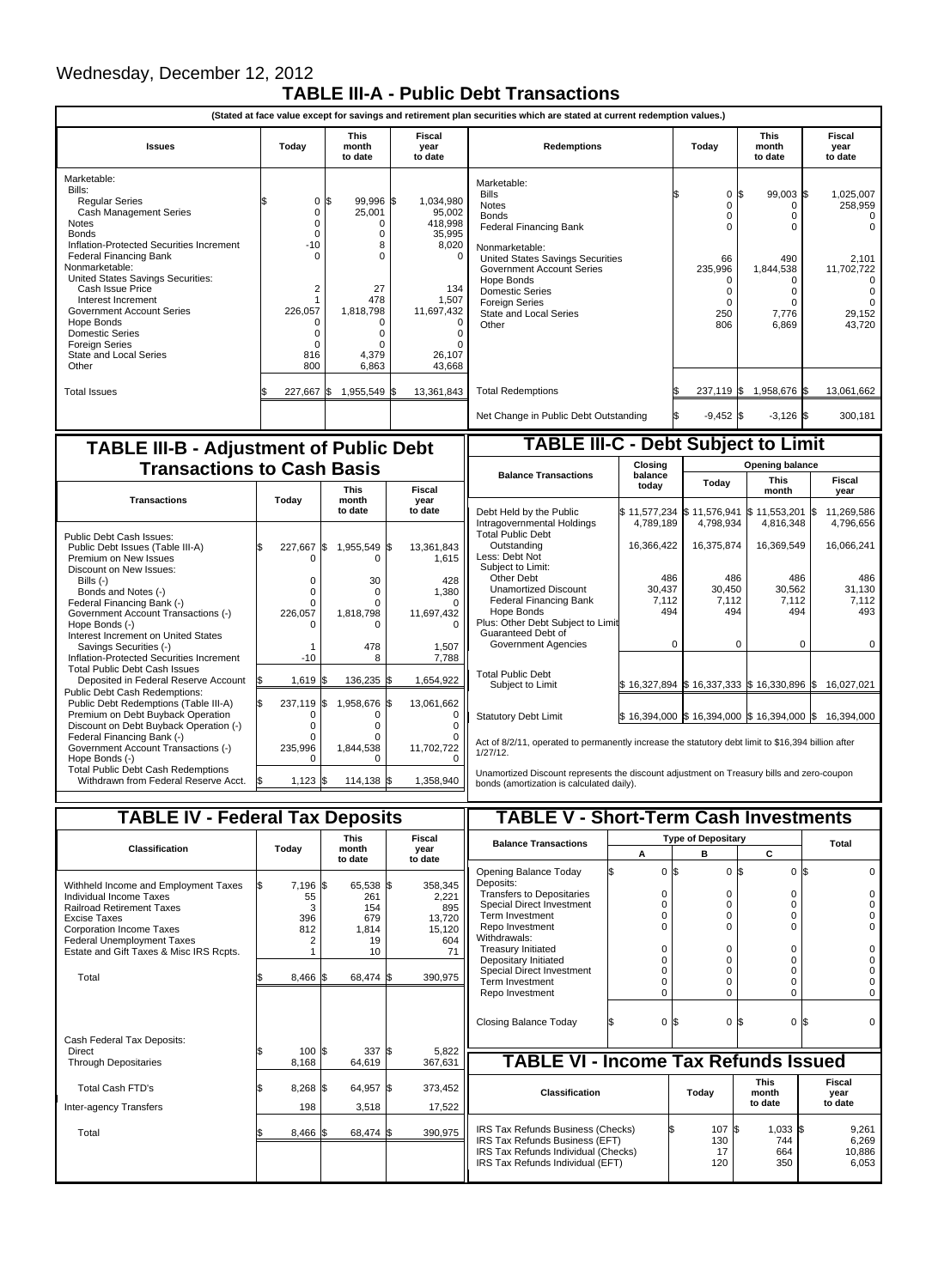Wednesday, December 12, 2012

# TABLE III-A - Public Debt Transactions

(Stated at face value except for savings and retirement plan securities which are stated at current redemption values.)

| Issues | Today | This month to date | Fiscal year to date |
|---|---|---|---|
| Marketable: | | | |
| Bills: | | | |
| Regular Series | $ 0 | $ 99,996 | $ 1,034,980 |
| Cash Management Series | 0 | 25,001 | 95,002 |
| Notes | 0 | 0 | 418,998 |
| Bonds | 0 | 0 | 35,995 |
| Inflation-Protected Securities Increment | -10 | 8 | 8,020 |
| Federal Financing Bank | 0 | 0 | 0 |
| Nonmarketable: | | | |
| United States Savings Securities: | | | |
| Cash Issue Price | 2 | 27 | 134 |
| Interest Increment | 1 | 478 | 1,507 |
| Government Account Series | 226,057 | 1,818,798 | 11,697,432 |
| Hope Bonds | 0 | 0 | 0 |
| Domestic Series | 0 | 0 | 0 |
| Foreign Series | 0 | 0 | 0 |
| State and Local Series | 816 | 4,379 | 26,107 |
| Other | 800 | 6,863 | 43,668 |
| Total Issues | $ 227,667 | $ 1,955,549 | $ 13,361,843 |

| Redemptions | Today | This month to date | Fiscal year to date |
|---|---|---|---|
| Marketable: | | | |
| Bills | $ 0 | $ 99,003 | $ 1,025,007 |
| Notes | 0 | 0 | 258,959 |
| Bonds | 0 | 0 | 0 |
| Federal Financing Bank | 0 | 0 | 0 |
| Nonmarketable: | | | |
| United States Savings Securities | 66 | 490 | 2,101 |
| Government Account Series | 235,996 | 1,844,538 | 11,702,722 |
| Hope Bonds | 0 | 0 | 0 |
| Domestic Series | 0 | 0 | 0 |
| Foreign Series | 0 | 0 | 0 |
| State and Local Series | 250 | 7,776 | 29,152 |
| Other | 806 | 6,869 | 43,720 |
| Total Redemptions | $ 237,119 | $ 1,958,676 | $ 13,061,662 |
| Net Change in Public Debt Outstanding | $ -9,452 | $ -3,126 | $ 300,181 |

# TABLE III-B - Adjustment of Public Debt Transactions to Cash Basis

| Transactions | Today | This month to date | Fiscal year to date |
|---|---|---|---|
| Public Debt Cash Issues: | | | |
| Public Debt Issues (Table III-A) | $ 227,667 | $ 1,955,549 | $ 13,361,843 |
| Premium on New Issues | 0 | 0 | 1,615 |
| Discount on New Issues: | | | |
| Bills (-) | 0 | 30 | 428 |
| Bonds and Notes (-) | 0 | 0 | 1,380 |
| Federal Financing Bank (-) | 0 | 0 | 0 |
| Government Account Transactions (-) | 226,057 | 1,818,798 | 11,697,432 |
| Hope Bonds (-) | 0 | 0 | 0 |
| Interest Increment on United States Savings Securities (-) | 1 | 478 | 1,507 |
| Inflation-Protected Securities Increment | -10 | 8 | 7,788 |
| Total Public Debt Cash Issues Deposited in Federal Reserve Account | $ 1,619 | $ 136,235 | $ 1,654,922 |
| Public Debt Cash Redemptions: | | | |
| Public Debt Redemptions (Table III-A) | $ 237,119 | $ 1,958,676 | $ 13,061,662 |
| Premium on Debt Buyback Operation | 0 | 0 | 0 |
| Discount on Debt Buyback Operation (-) | 0 | 0 | 0 |
| Federal Financing Bank (-) | 0 | 0 | 0 |
| Government Account Transactions (-) | 235,996 | 1,844,538 | 11,702,722 |
| Hope Bonds (-) | 0 | 0 | 0 |
| Total Public Debt Cash Redemptions Withdrawn from Federal Reserve Acct. | $ 1,123 | $ 114,138 | $ 1,358,940 |

# TABLE III-C - Debt Subject to Limit

| Balance Transactions | Closing balance today | Opening balance Today | Opening balance This month | Opening balance Fiscal year |
|---|---|---|---|---|
| Debt Held by the Public | $ 11,577,234 | $ 11,576,941 | $ 11,553,201 | $ 11,269,586 |
| Intragovernmental Holdings | 4,789,189 | 4,798,934 | 4,816,348 | 4,796,656 |
| Total Public Debt Outstanding | 16,366,422 | 16,375,874 | 16,369,549 | 16,066,241 |
| Less: Debt Not Subject to Limit: | | | | |
| Other Debt | 486 | 486 | 486 | 486 |
| Unamortized Discount | 30,437 | 30,450 | 30,562 | 31,130 |
| Federal Financing Bank | 7,112 | 7,112 | 7,112 | 7,112 |
| Hope Bonds | 494 | 494 | 494 | 493 |
| Plus: Other Debt Subject to Limit | | | | |
| Guaranteed Debt of Government Agencies | 0 | 0 | 0 | 0 |
| Total Public Debt Subject to Limit | $ 16,327,894 | $ 16,337,333 | $ 16,330,896 | $ 16,027,021 |
| Statutory Debt Limit | $ 16,394,000 | $ 16,394,000 | $ 16,394,000 | $ 16,394,000 |

Act of 8/2/11, operated to permanently increase the statutory debt limit to $16,394 billion after 1/27/12.

Unamortized Discount represents the discount adjustment on Treasury bills and zero-coupon bonds (amortization is calculated daily).

# TABLE IV - Federal Tax Deposits

| Classification | Today | This month to date | Fiscal year to date |
|---|---|---|---|
| Withheld Income and Employment Taxes | $ 7,196 | $ 65,538 | $ 358,345 |
| Individual Income Taxes | 55 | 261 | 2,221 |
| Railroad Retirement Taxes | 3 | 154 | 895 |
| Excise Taxes | 396 | 679 | 13,720 |
| Corporation Income Taxes | 812 | 1,814 | 15,120 |
| Federal Unemployment Taxes | 2 | 19 | 604 |
| Estate and Gift Taxes & Misc IRS Rcpts. | 1 | 10 | 71 |
| Total | $ 8,466 | $ 68,474 | $ 390,975 |
| Cash Federal Tax Deposits: | | | |
| Direct | $ 100 | $ 337 | $ 5,822 |
| Through Depositaries | 8,168 | 64,619 | 367,631 |
| Total Cash FTD's | $ 8,268 | $ 64,957 | $ 373,452 |
| Inter-agency Transfers | 198 | 3,518 | 17,522 |
| Total | $ 8,466 | $ 68,474 | $ 390,975 |

# TABLE V - Short-Term Cash Investments

| Balance Transactions | Type of Depositary A | Type of Depositary B | Type of Depositary C | Total |
|---|---|---|---|---|
| Opening Balance Today | $ 0 | $ 0 | $ 0 | $ 0 |
| Deposits: | | | | |
| Transfers to Depositaries | 0 | 0 | 0 | 0 |
| Special Direct Investment | 0 | 0 | 0 | 0 |
| Term Investment | 0 | 0 | 0 | 0 |
| Repo Investment | 0 | 0 | 0 | 0 |
| Withdrawals: | | | | |
| Treasury Initiated | 0 | 0 | 0 | 0 |
| Depositary Initiated | 0 | 0 | 0 | 0 |
| Special Direct Investment | 0 | 0 | 0 | 0 |
| Term Investment | 0 | 0 | 0 | 0 |
| Repo Investment | 0 | 0 | 0 | 0 |
| Closing Balance Today | $ 0 | $ 0 | $ 0 | $ 0 |

# TABLE VI - Income Tax Refunds Issued

| Classification | Today | This month to date | Fiscal year to date |
|---|---|---|---|
| IRS Tax Refunds Business (Checks) | $ 107 | $ 1,033 | $ 9,261 |
| IRS Tax Refunds Business (EFT) | 130 | 744 | 6,269 |
| IRS Tax Refunds Individual (Checks) | 17 | 664 | 10,886 |
| IRS Tax Refunds Individual (EFT) | 120 | 350 | 6,053 |